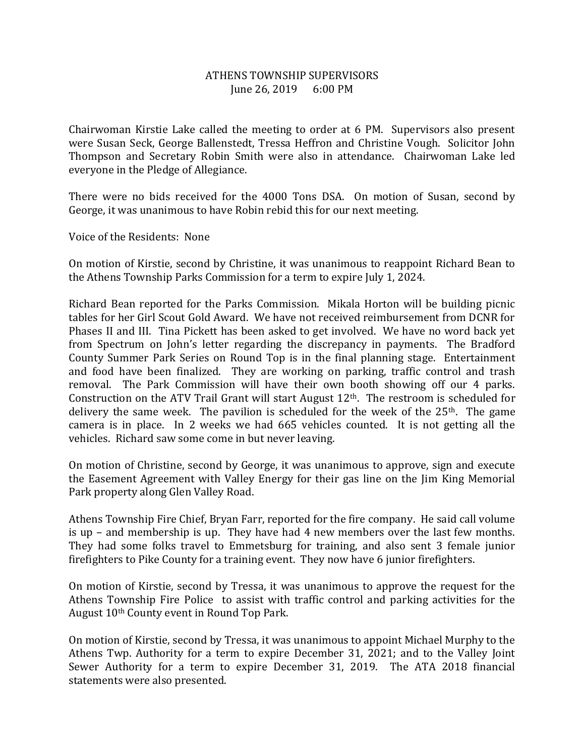# ATHENS TOWNSHIP SUPERVISORS
June 26, 2019  6:00 PM

Chairwoman Kirstie Lake called the meeting to order at 6 PM. Supervisors also present were Susan Seck, George Ballenstedt, Tressa Heffron and Christine Vough. Solicitor John Thompson and Secretary Robin Smith were also in attendance. Chairwoman Lake led everyone in the Pledge of Allegiance.

There were no bids received for the 4000 Tons DSA. On motion of Susan, second by George, it was unanimous to have Robin rebid this for our next meeting.

Voice of the Residents: None

On motion of Kirstie, second by Christine, it was unanimous to reappoint Richard Bean to the Athens Township Parks Commission for a term to expire July 1, 2024.

Richard Bean reported for the Parks Commission. Mikala Horton will be building picnic tables for her Girl Scout Gold Award. We have not received reimbursement from DCNR for Phases II and III. Tina Pickett has been asked to get involved. We have no word back yet from Spectrum on John's letter regarding the discrepancy in payments. The Bradford County Summer Park Series on Round Top is in the final planning stage. Entertainment and food have been finalized. They are working on parking, traffic control and trash removal. The Park Commission will have their own booth showing off our 4 parks. Construction on the ATV Trail Grant will start August 12th. The restroom is scheduled for delivery the same week. The pavilion is scheduled for the week of the 25th. The game camera is in place. In 2 weeks we had 665 vehicles counted. It is not getting all the vehicles. Richard saw some come in but never leaving.

On motion of Christine, second by George, it was unanimous to approve, sign and execute the Easement Agreement with Valley Energy for their gas line on the Jim King Memorial Park property along Glen Valley Road.

Athens Township Fire Chief, Bryan Farr, reported for the fire company. He said call volume is up – and membership is up. They have had 4 new members over the last few months. They had some folks travel to Emmetsburg for training, and also sent 3 female junior firefighters to Pike County for a training event. They now have 6 junior firefighters.

On motion of Kirstie, second by Tressa, it was unanimous to approve the request for the Athens Township Fire Police to assist with traffic control and parking activities for the August 10th County event in Round Top Park.

On motion of Kirstie, second by Tressa, it was unanimous to appoint Michael Murphy to the Athens Twp. Authority for a term to expire December 31, 2021; and to the Valley Joint Sewer Authority for a term to expire December 31, 2019. The ATA 2018 financial statements were also presented.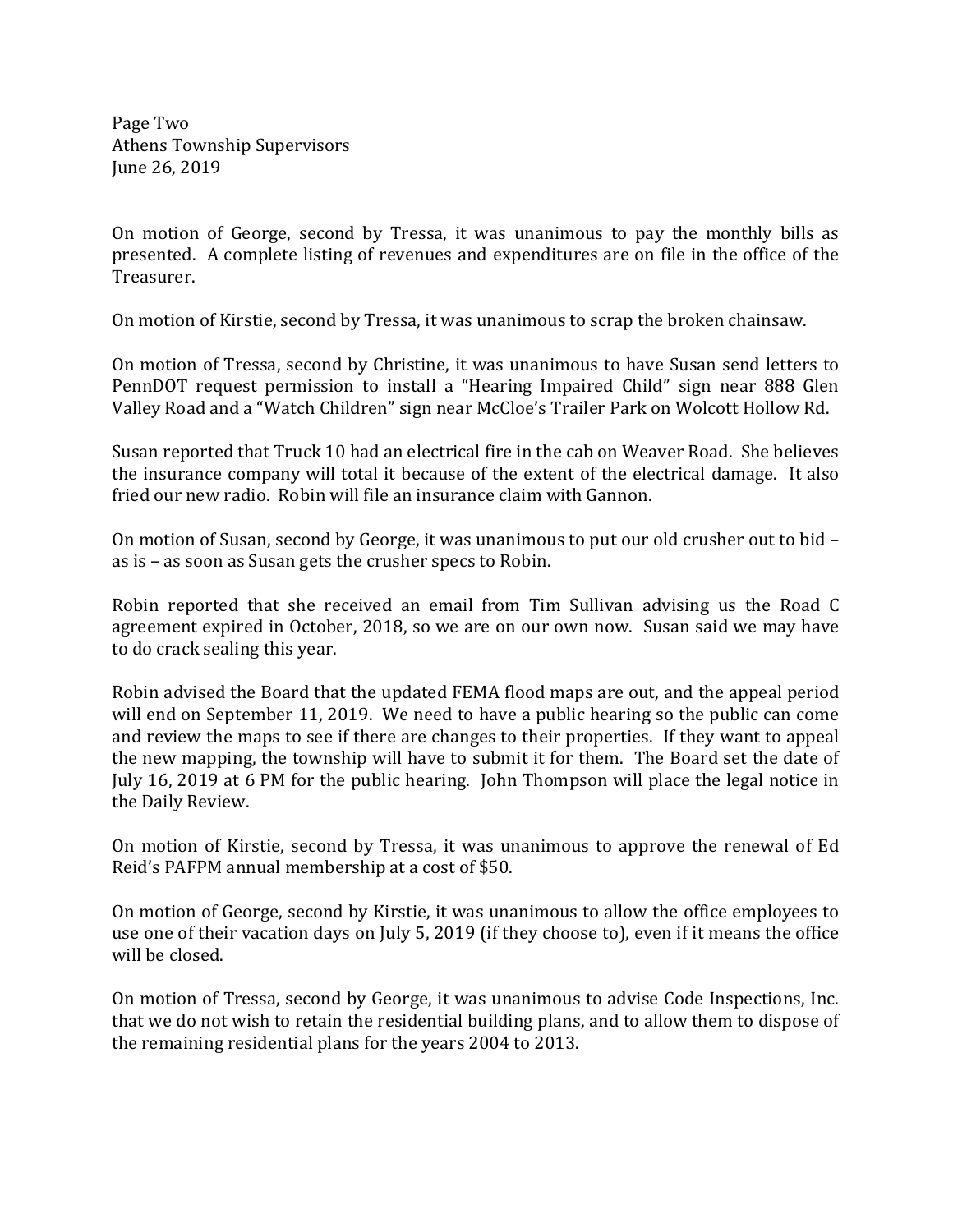Page Two
Athens Township Supervisors
June 26, 2019

On motion of George, second by Tressa, it was unanimous to pay the monthly bills as presented. A complete listing of revenues and expenditures are on file in the office of the Treasurer.

On motion of Kirstie, second by Tressa, it was unanimous to scrap the broken chainsaw.

On motion of Tressa, second by Christine, it was unanimous to have Susan send letters to PennDOT request permission to install a "Hearing Impaired Child" sign near 888 Glen Valley Road and a "Watch Children" sign near McCloe's Trailer Park on Wolcott Hollow Rd.

Susan reported that Truck 10 had an electrical fire in the cab on Weaver Road. She believes the insurance company will total it because of the extent of the electrical damage. It also fried our new radio. Robin will file an insurance claim with Gannon.

On motion of Susan, second by George, it was unanimous to put our old crusher out to bid – as is – as soon as Susan gets the crusher specs to Robin.

Robin reported that she received an email from Tim Sullivan advising us the Road C agreement expired in October, 2018, so we are on our own now. Susan said we may have to do crack sealing this year.

Robin advised the Board that the updated FEMA flood maps are out, and the appeal period will end on September 11, 2019. We need to have a public hearing so the public can come and review the maps to see if there are changes to their properties. If they want to appeal the new mapping, the township will have to submit it for them. The Board set the date of July 16, 2019 at 6 PM for the public hearing. John Thompson will place the legal notice in the Daily Review.

On motion of Kirstie, second by Tressa, it was unanimous to approve the renewal of Ed Reid's PAFPM annual membership at a cost of $50.

On motion of George, second by Kirstie, it was unanimous to allow the office employees to use one of their vacation days on July 5, 2019 (if they choose to), even if it means the office will be closed.

On motion of Tressa, second by George, it was unanimous to advise Code Inspections, Inc. that we do not wish to retain the residential building plans, and to allow them to dispose of the remaining residential plans for the years 2004 to 2013.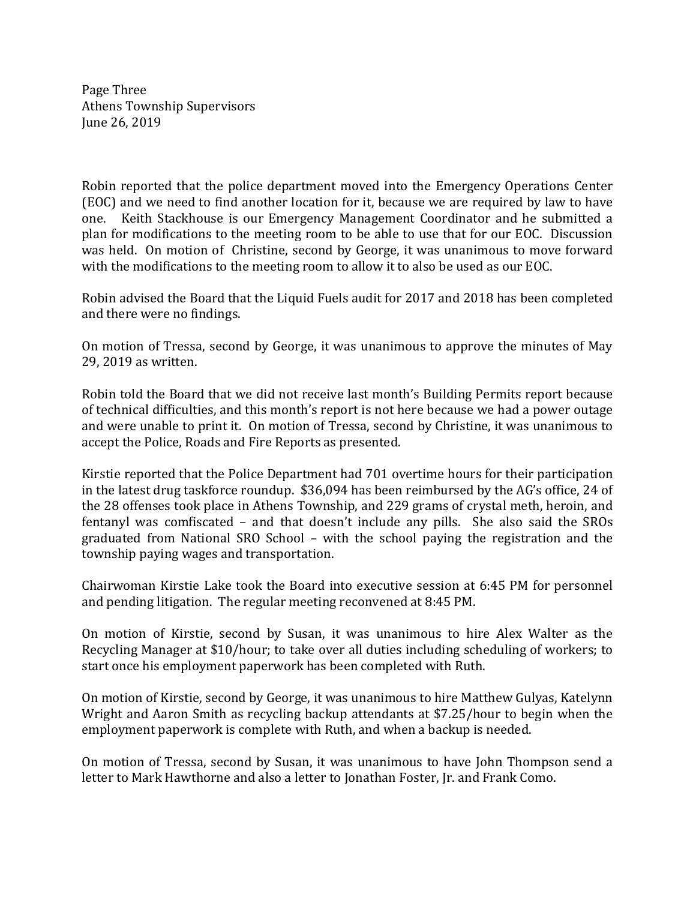Robin reported that the police department moved into the Emergency Operations Center (EOC) and we need to find another location for it, because we are required by law to have one. Keith Stackhouse is our Emergency Management Coordinator and he submitted a plan for modifications to the meeting room to be able to use that for our EOC. Discussion was held. On motion of Christine, second by George, it was unanimous to move forward with the modifications to the meeting room to allow it to also be used as our EOC.

Robin advised the Board that the Liquid Fuels audit for 2017 and 2018 has been completed and there were no findings.

On motion of Tressa, second by George, it was unanimous to approve the minutes of May 29, 2019 as written.

Robin told the Board that we did not receive last month's Building Permits report because of technical difficulties, and this month's report is not here because we had a power outage and were unable to print it. On motion of Tressa, second by Christine, it was unanimous to accept the Police, Roads and Fire Reports as presented.

Kirstie reported that the Police Department had 701 overtime hours for their participation in the latest drug taskforce roundup. $36,094 has been reimbursed by the AG's office, 24 of the 28 offenses took place in Athens Township, and 229 grams of crystal meth, heroin, and fentanyl was comfiscated – and that doesn't include any pills. She also said the SROs graduated from National SRO School – with the school paying the registration and the township paying wages and transportation.

Chairwoman Kirstie Lake took the Board into executive session at 6:45 PM for personnel and pending litigation. The regular meeting reconvened at 8:45 PM.

On motion of Kirstie, second by Susan, it was unanimous to hire Alex Walter as the Recycling Manager at $10/hour; to take over all duties including scheduling of workers; to start once his employment paperwork has been completed with Ruth.

On motion of Kirstie, second by George, it was unanimous to hire Matthew Gulyas, Katelynn Wright and Aaron Smith as recycling backup attendants at $7.25/hour to begin when the employment paperwork is complete with Ruth, and when a backup is needed.

On motion of Tressa, second by Susan, it was unanimous to have John Thompson send a letter to Mark Hawthorne and also a letter to Jonathan Foster, Jr. and Frank Como.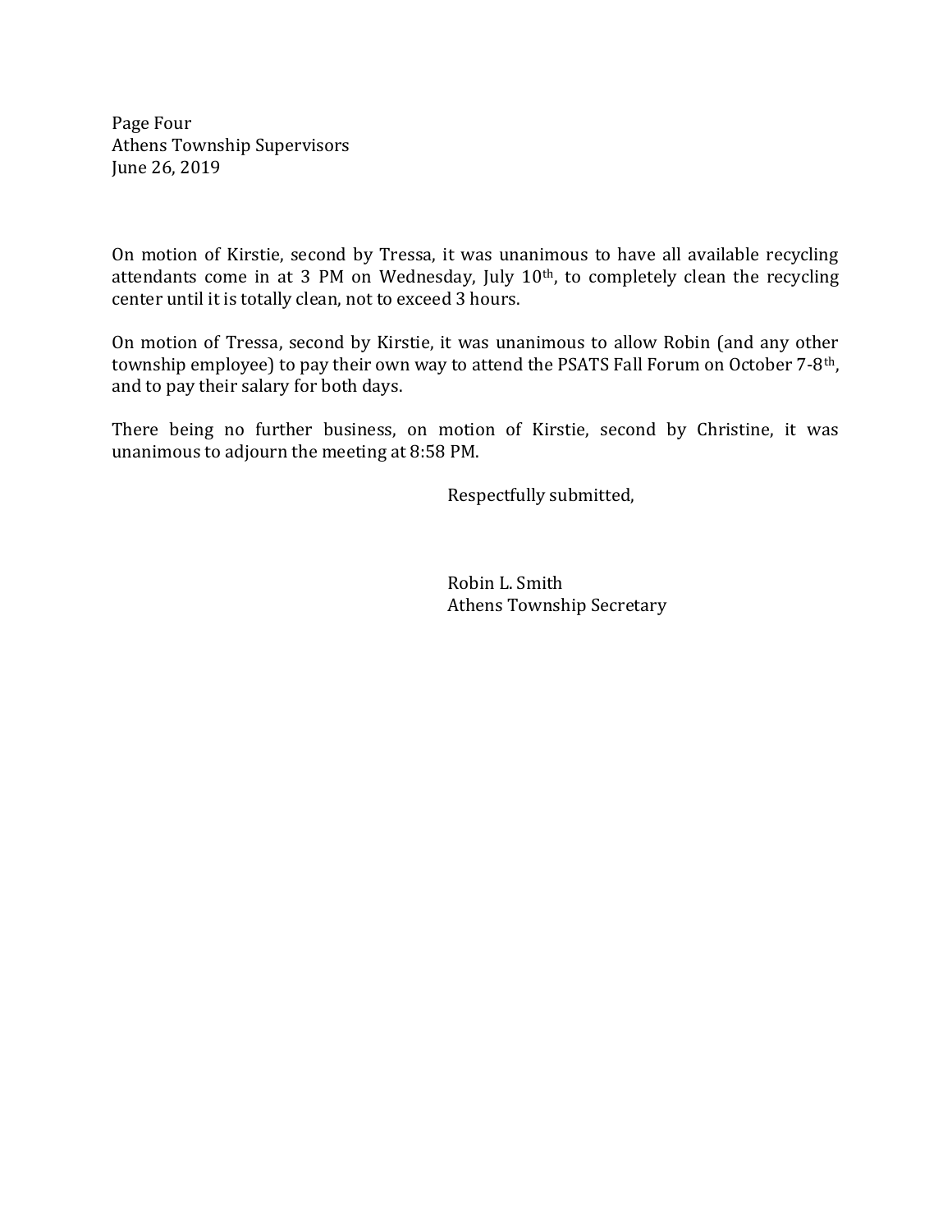On motion of Kirstie, second by Tressa, it was unanimous to have all available recycling attendants come in at 3 PM on Wednesday, July 10th, to completely clean the recycling center until it is totally clean, not to exceed 3 hours.

On motion of Tressa, second by Kirstie, it was unanimous to allow Robin (and any other township employee) to pay their own way to attend the PSATS Fall Forum on October 7-8th, and to pay their salary for both days.

There being no further business, on motion of Kirstie, second by Christine, it was unanimous to adjourn the meeting at 8:58 PM.

Respectfully submitted,

Robin L. Smith  
Athens Township Secretary